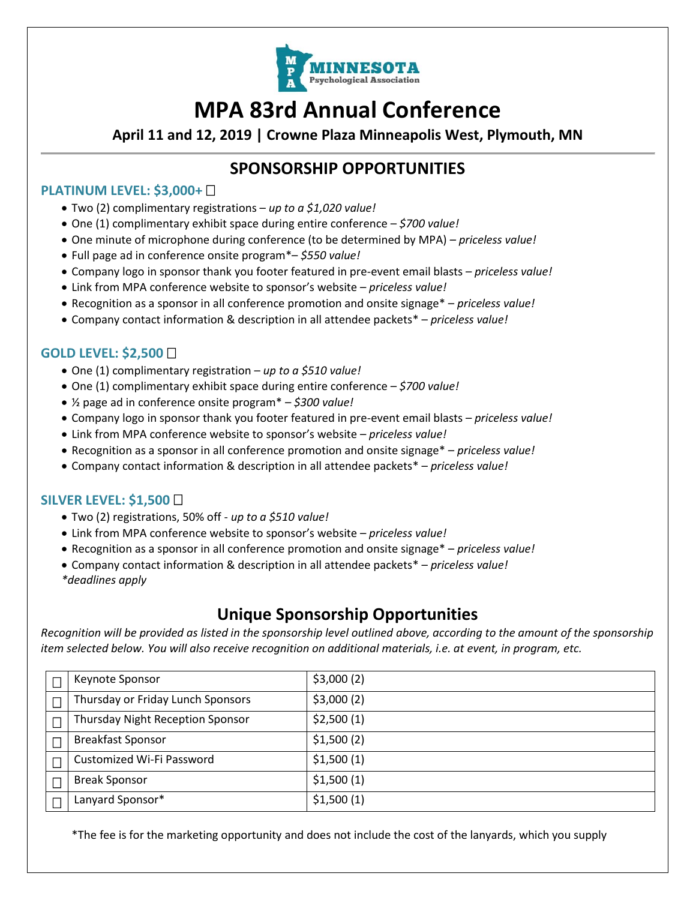MINNESOTA Psychological Association

# MPA 83rd Annual Conference

**April 11 and 12, 2019 | Crowne Plaza Minneapolis West, Plymouth, MN**

## SPONSORSHIP OPPORTUNITIES

### PLATINUM LEVEL: $3,000+ ☐

- Two (2) complimentary registrations – *up to a $1,020 value!*
- One (1) complimentary exhibit space during entire conference – *$700 value!*
- One minute of microphone during conference (to be determined by MPA) – *priceless value!*
- Full page ad in conference onsite program*– *$550 value!*
- Company logo in sponsor thank you footer featured in pre-event email blasts – *priceless value!*
- Link from MPA conference website to sponsor's website – *priceless value!*
- Recognition as a sponsor in all conference promotion and onsite signage* – *priceless value!*
- Company contact information & description in all attendee packets* – *priceless value!*

### GOLD LEVEL: $2,500 ☐

- One (1) complimentary registration – *up to a $510 value!*
- One (1) complimentary exhibit space during entire conference – *$700 value!*
- ½ page ad in conference onsite program* – *$300 value!*
- Company logo in sponsor thank you footer featured in pre-event email blasts – *priceless value!*
- Link from MPA conference website to sponsor's website – *priceless value!*
- Recognition as a sponsor in all conference promotion and onsite signage* – *priceless value!*
- Company contact information & description in all attendee packets* – *priceless value!*

### SILVER LEVEL: $1,500 ☐

- Two (2) registrations, 50% off - *up to a $510 value!*
- Link from MPA conference website to sponsor's website – *priceless value!*
- Recognition as a sponsor in all conference promotion and onsite signage* – *priceless value!*
- Company contact information & description in all attendee packets* – *priceless value!*

*\*deadlines apply*

## Unique Sponsorship Opportunities

*Recognition will be provided as listed in the sponsorship level outlined above, according to the amount of the sponsorship item selected below. You will also receive recognition on additional materials, i.e. at event, in program, etc.*

| | Sponsorship | Amount |
|---|---|---|
| ☐ | Keynote Sponsor | $3,000 (2) |
| ☐ | Thursday or Friday Lunch Sponsors | $3,000 (2) |
| ☐ | Thursday Night Reception Sponsor | $2,500 (1) |
| ☐ | Breakfast Sponsor | $1,500 (2) |
| ☐ | Customized Wi-Fi Password | $1,500 (1) |
| ☐ | Break Sponsor | $1,500 (1) |
| ☐ | Lanyard Sponsor* | $1,500 (1) |

*The fee is for the marketing opportunity and does not include the cost of the lanyards, which you supply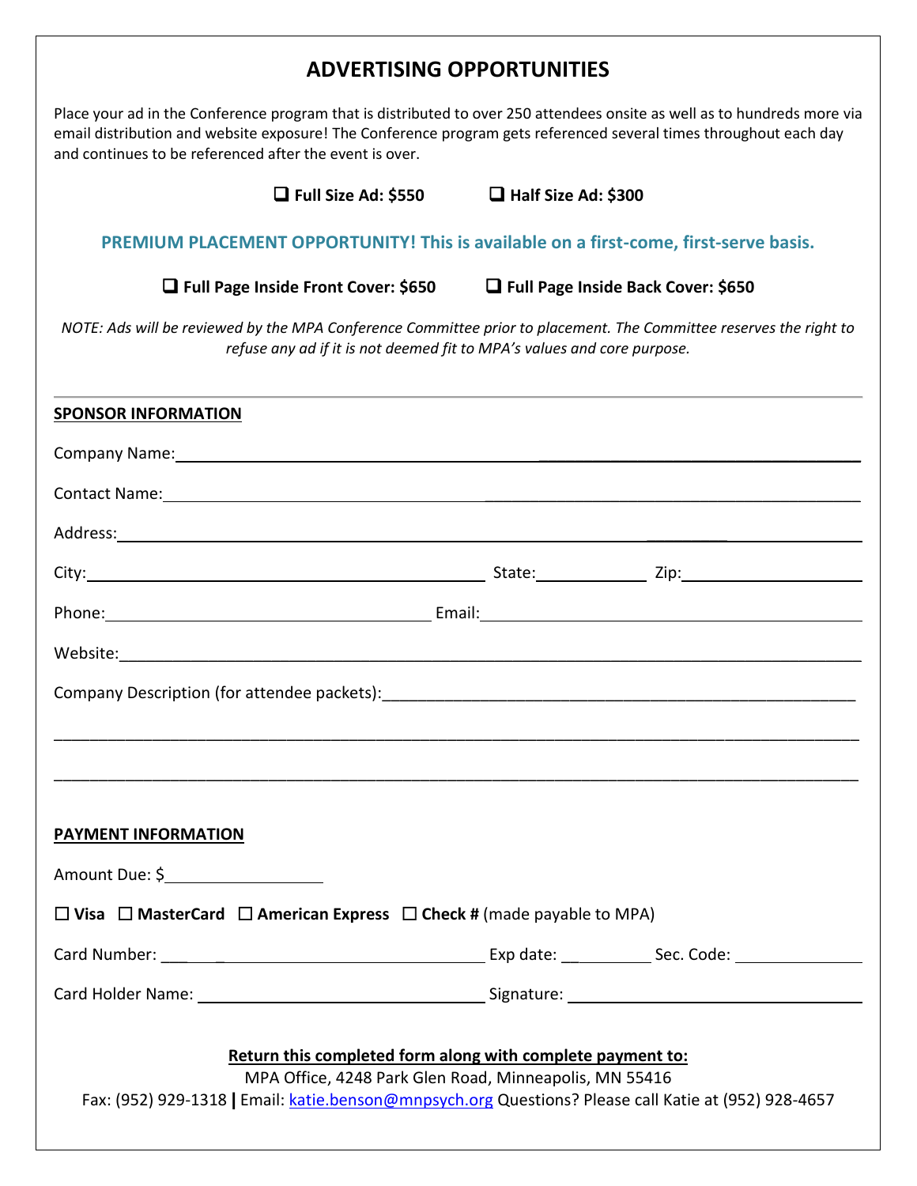# ADVERTISING OPPORTUNITIES

Place your ad in the Conference program that is distributed to over 250 attendees onsite as well as to hundreds more via email distribution and website exposure! The Conference program gets referenced several times throughout each day and continues to be referenced after the event is over.

❑ **Full Size Ad: $550**  ❑ **Half Size Ad: $300**

**PREMIUM PLACEMENT OPPORTUNITY! This is available on a first-come, first-serve basis.**

❑ **Full Page Inside Front Cover: $650**  ❑ **Full Page Inside Back Cover: $650**

*NOTE: Ads will be reviewed by the MPA Conference Committee prior to placement. The Committee reserves the right to refuse any ad if it is not deemed fit to MPA's values and core purpose.*

---

**SPONSOR INFORMATION**

Company Name: ______________________________

Contact Name: ______________________________

Address: ______________________________

City: ____________________ State: __________ Zip: __________

Phone: ____________________ Email: ____________________

Website: ______________________________

Company Description (for attendee packets): ______________________________

______________________________

______________________________

**PAYMENT INFORMATION**

Amount Due: $__________

☐ **Visa** ☐ **MasterCard** ☐ **American Express** ☐ **Check #** (made payable to MPA)

Card Number: ____________________ Exp date: __________ Sec. Code: __________

Card Holder Name: ____________________ Signature: ____________________

**Return this completed form along with complete payment to:**

MPA Office, 4248 Park Glen Road, Minneapolis, MN 55416

Fax: (952) 929-1318 | Email: katie.benson@mnpsych.org Questions? Please call Katie at (952) 928-4657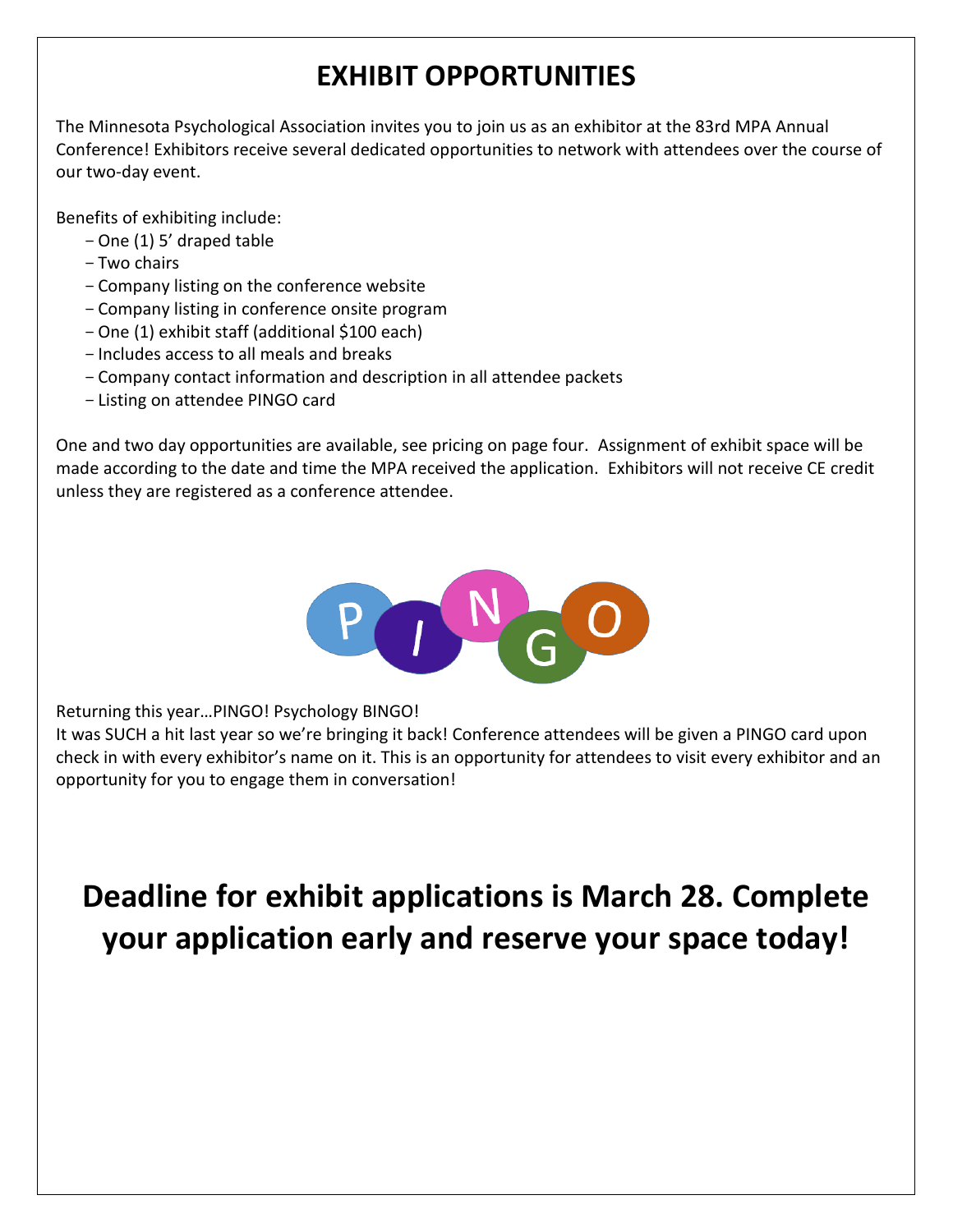# EXHIBIT OPPORTUNITIES

The Minnesota Psychological Association invites you to join us as an exhibitor at the 83rd MPA Annual Conference! Exhibitors receive several dedicated opportunities to network with attendees over the course of our two-day event.

Benefits of exhibiting include:

- One (1) 5' draped table
- Two chairs
- Company listing on the conference website
- Company listing in conference onsite program
- One (1) exhibit staff (additional $100 each)
- Includes access to all meals and breaks
- Company contact information and description in all attendee packets
- Listing on attendee PINGO card

One and two day opportunities are available, see pricing on page four. Assignment of exhibit space will be made according to the date and time the MPA received the application. Exhibitors will not receive CE credit unless they are registered as a conference attendee.

PINGO

Returning this year…PINGO! Psychology BINGO!
It was SUCH a hit last year so we're bringing it back! Conference attendees will be given a PINGO card upon check in with every exhibitor's name on it. This is an opportunity for attendees to visit every exhibitor and an opportunity for you to engage them in conversation!

## Deadline for exhibit applications is March 28. Complete your application early and reserve your space today!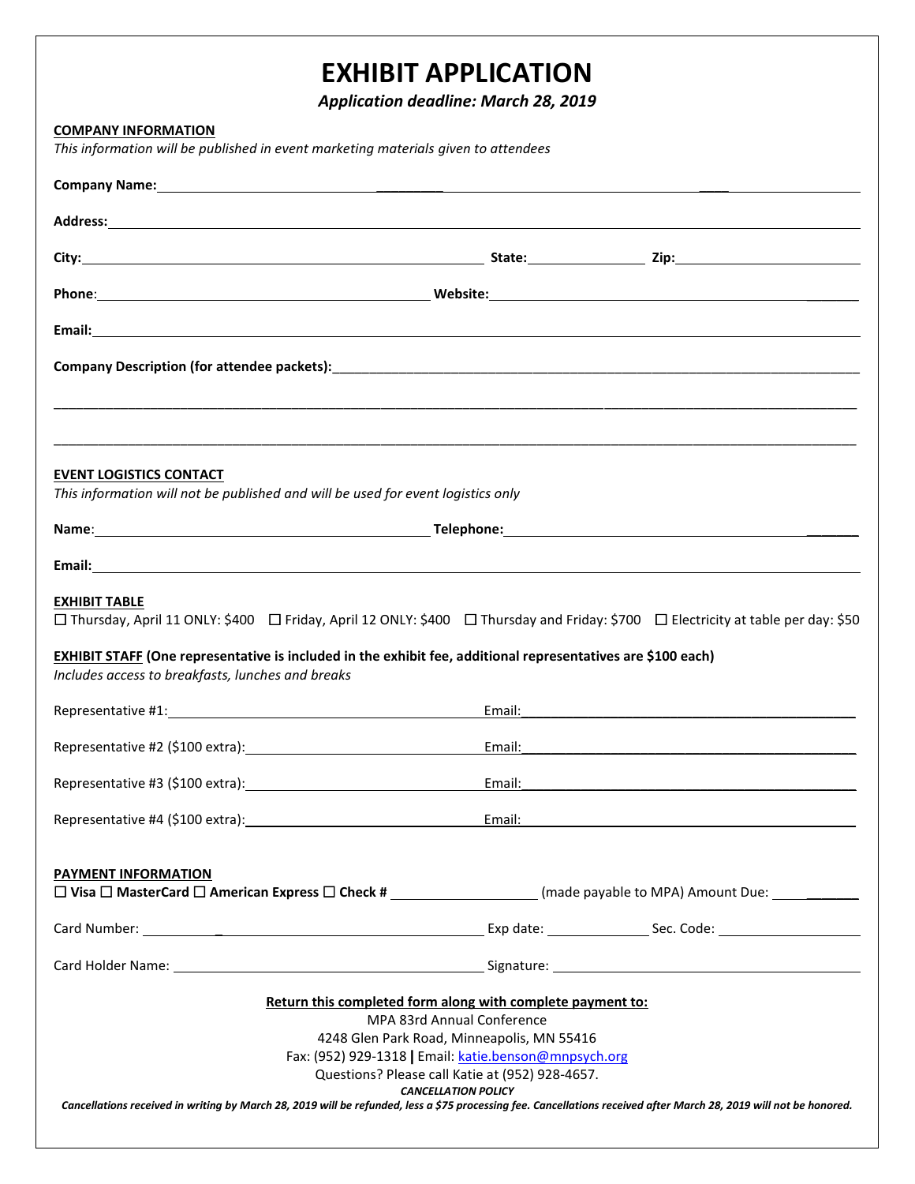# EXHIBIT APPLICATION

***Application deadline: March 28, 2019***

**COMPANY INFORMATION**

*This information will be published in event marketing materials given to attendees*

**Company Name:** ______________________________________________

**Address:** ______________________________________________

**City:** ______________________ **State:** __________ **Zip:** __________

**Phone**: ______________________ **Website:** ______________________

**Email:** ______________________________________________

**Company Description (for attendee packets):** ______________________________________________

______________________________________________

______________________________________________

**EVENT LOGISTICS CONTACT**

*This information will not be published and will be used for event logistics only*

**Name**: ______________________ **Telephone:** ______________________

**Email:** ______________________________________________

**EXHIBIT TABLE**

☐ Thursday, April 11 ONLY: $400 ☐ Friday, April 12 ONLY: $400 ☐ Thursday and Friday: $700 ☐ Electricity at table per day: $50

**EXHIBIT STAFF (One representative is included in the exhibit fee, additional representatives are $100 each)**

*Includes access to breakfasts, lunches and breaks*

Representative #1: ______________________ Email: ______________________

Representative #2 ($100 extra): ______________________ Email: ______________________

Representative #3 ($100 extra): ______________________ Email: ______________________

Representative #4 ($100 extra): ______________________ Email: ______________________

**PAYMENT INFORMATION**

**☐ Visa ☐ MasterCard ☐ American Express ☐ Check #** __________ (made payable to MPA) Amount Due: __________

Card Number: ______________________ Exp date: __________ Sec. Code: __________

Card Holder Name: ______________________ Signature: ______________________

**Return this completed form along with complete payment to:**

MPA 83rd Annual Conference

4248 Glen Park Road, Minneapolis, MN 55416

Fax: (952) 929-1318 **|** Email: katie.benson@mnpsych.org

Questions? Please call Katie at (952) 928-4657.

***CANCELLATION POLICY***

***Cancellations received in writing by March 28, 2019 will be refunded, less a $75 processing fee. Cancellations received after March 28, 2019 will not be honored.***